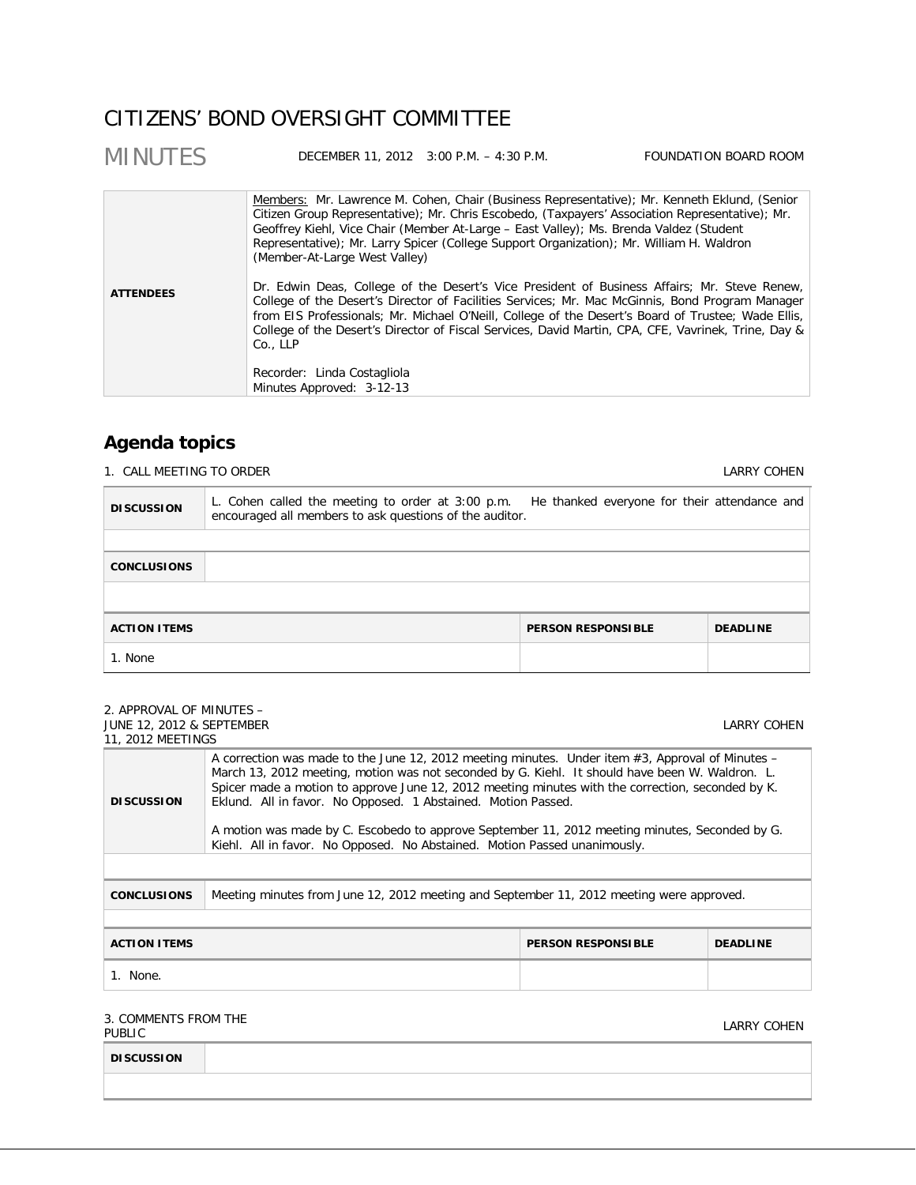# CITIZENS' BOND OVERSIGHT COMMITTEE

## MINUTES

DECEMBER 11, 2012 3:00 P.M. – 4:30 P.M. FOUNDATION BOARD ROOM

| | |
|---|---|
| **ATTENDEES** | Members: Mr. Lawrence M. Cohen, Chair (Business Representative); Mr. Kenneth Eklund, (Senior Citizen Group Representative); Mr. Chris Escobedo, (Taxpayers' Association Representative); Mr. Geoffrey Kiehl, Vice Chair (Member At-Large – East Valley); Ms. Brenda Valdez (Student Representative); Mr. Larry Spicer (College Support Organization); Mr. William H. Waldron (Member-At-Large West Valley)<br><br>Dr. Edwin Deas, College of the Desert's Vice President of Business Affairs; Mr. Steve Renew, College of the Desert's Director of Facilities Services; Mr. Mac McGinnis, Bond Program Manager from EIS Professionals; Mr. Michael O'Neill, College of the Desert's Board of Trustee; Wade Ellis, College of the Desert's Director of Fiscal Services, David Martin, CPA, CFE, Vavrinek, Trine, Day & Co., LLP<br><br>Recorder: Linda Costagliola<br>Minutes Approved: 3-12-13 |

## Agenda topics

### 1. CALL MEETING TO ORDER — LARRY COHEN

| | |
|---|---|
| **DISCUSSION** | L. Cohen called the meeting to order at 3:00 p.m. He thanked everyone for their attendance and encouraged all members to ask questions of the auditor. |
| **CONCLUSIONS** | |

| ACTION ITEMS | PERSON RESPONSIBLE | DEADLINE |
|---|---|---|
| 1. None | | |

### 2. APPROVAL OF MINUTES – JUNE 12, 2012 & SEPTEMBER 11, 2012 MEETINGS — LARRY COHEN

| | |
|---|---|
| **DISCUSSION** | A correction was made to the June 12, 2012 meeting minutes. Under item #3, Approval of Minutes – March 13, 2012 meeting, motion was not seconded by G. Kiehl. It should have been W. Waldron. L. Spicer made a motion to approve June 12, 2012 meeting minutes with the correction, seconded by K. Eklund. All in favor. No Opposed. 1 Abstained. Motion Passed.<br><br>A motion was made by C. Escobedo to approve September 11, 2012 meeting minutes, Seconded by G. Kiehl. All in favor. No Opposed. No Abstained. Motion Passed unanimously. |
| **CONCLUSIONS** | Meeting minutes from June 12, 2012 meeting and September 11, 2012 meeting were approved. |

| ACTION ITEMS | PERSON RESPONSIBLE | DEADLINE |
|---|---|---|
| 1. None. | | |

### 3. COMMENTS FROM THE PUBLIC — LARRY COHEN

| | |
|---|---|
| **DISCUSSION** | |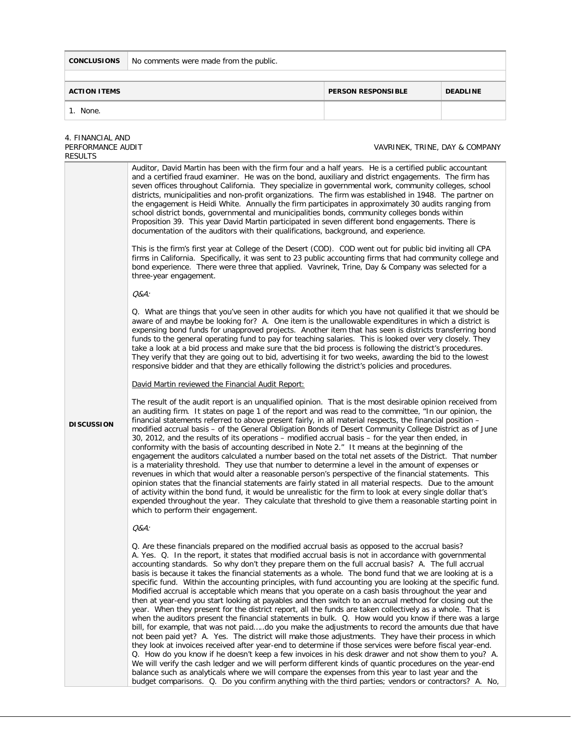| CONCLUSIONS | No comments were made from the public. |
|---|---|

| ACTION ITEMS | PERSON RESPONSIBLE | DEADLINE |
|---|---|---|
| 1. None. | | |

4. FINANCIAL AND PERFORMANCE AUDIT RESULTS — VAVRINEK, TRINE, DAY & COMPANY

**DISCUSSION**

Auditor, David Martin has been with the firm four and a half years. He is a certified public accountant and a certified fraud examiner. He was on the bond, auxiliary and district engagements. The firm has seven offices throughout California. They specialize in governmental work, community colleges, school districts, municipalities and non-profit organizations. The firm was established in 1948. The partner on the engagement is Heidi White. Annually the firm participates in approximately 30 audits ranging from school district bonds, governmental and municipalities bonds, community colleges bonds within Proposition 39. This year David Martin participated in seven different bond engagements. There is documentation of the auditors with their qualifications, background, and experience.

This is the firm's first year at College of the Desert (COD). COD went out for public bid inviting all CPA firms in California. Specifically, it was sent to 23 public accounting firms that had community college and bond experience. There were three that applied. Vavrinek, Trine, Day & Company was selected for a three-year engagement.

*Q&A:*

Q. What are things that you've seen in other audits for which you have not qualified it that we should be aware of and maybe be looking for? A. One item is the unallowable expenditures in which a district is expensing bond funds for unapproved projects. Another item that has seen is districts transferring bond funds to the general operating fund to pay for teaching salaries. This is looked over very closely. They take a look at a bid process and make sure that the bid process is following the district's procedures. They verify that they are going out to bid, advertising it for two weeks, awarding the bid to the lowest responsive bidder and that they are ethically following the district's policies and procedures.

<u>David Martin reviewed the Financial Audit Report:</u>

The result of the audit report is an unqualified opinion. That is the most desirable opinion received from an auditing firm. It states on page 1 of the report and was read to the committee, "In our opinion, the financial statements referred to above present fairly, in all material respects, the financial position – modified accrual basis – of the General Obligation Bonds of Desert Community College District as of June 30, 2012, and the results of its operations – modified accrual basis – for the year then ended, in conformity with the basis of accounting described in Note 2." It means at the beginning of the engagement the auditors calculated a number based on the total net assets of the District. That number is a materiality threshold. They use that number to determine a level in the amount of expenses or revenues in which that would alter a reasonable person's perspective of the financial statements. This opinion states that the financial statements are fairly stated in all material respects. Due to the amount of activity within the bond fund, it would be unrealistic for the firm to look at every single dollar that's expended throughout the year. They calculate that threshold to give them a reasonable starting point in which to perform their engagement.

*Q&A:*

Q. Are these financials prepared on the modified accrual basis as opposed to the accrual basis? A. Yes. Q. In the report, it states that modified accrual basis is not in accordance with governmental accounting standards. So why don't they prepare them on the full accrual basis? A. The full accrual basis is because it takes the financial statements as a whole. The bond fund that we are looking at is a specific fund. Within the accounting principles, with fund accounting you are looking at the specific fund. Modified accrual is acceptable which means that you operate on a cash basis throughout the year and then at year-end you start looking at payables and then switch to an accrual method for closing out the year. When they present for the district report, all the funds are taken collectively as a whole. That is when the auditors present the financial statements in bulk. Q. How would you know if there was a large bill, for example, that was not paid…..do you make the adjustments to record the amounts due that have not been paid yet? A. Yes. The district will make those adjustments. They have their process in which they look at invoices received after year-end to determine if those services were before fiscal year-end. Q. How do you know if he doesn't keep a few invoices in his desk drawer and not show them to you? A. We will verify the cash ledger and we will perform different kinds of quantic procedures on the year-end balance such as analyticals where we will compare the expenses from this year to last year and the budget comparisons. Q. Do you confirm anything with the third parties; vendors or contractors? A. No,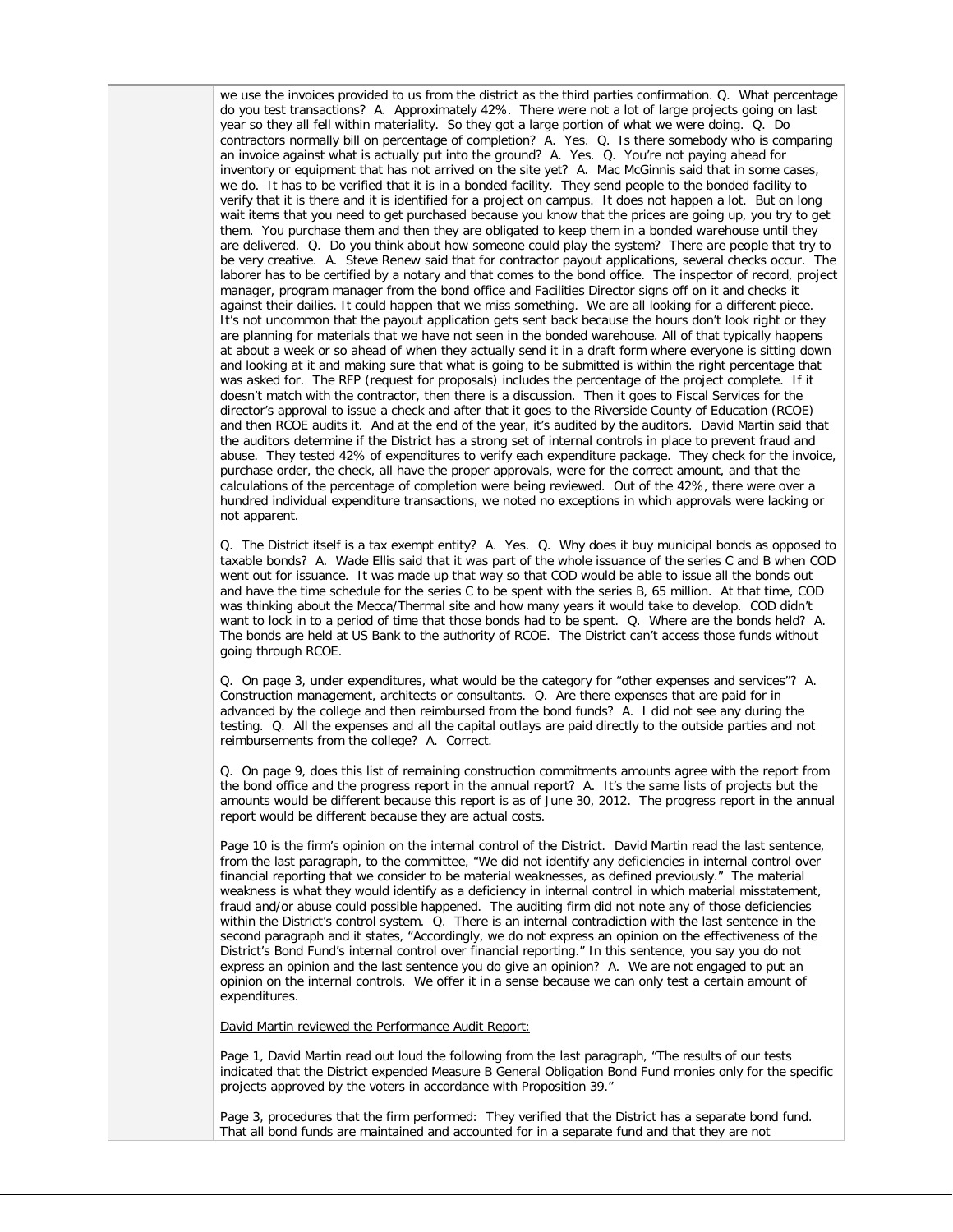we use the invoices provided to us from the district as the third parties confirmation. Q. What percentage do you test transactions? A. Approximately 42%. There were not a lot of large projects going on last year so they all fell within materiality. So they got a large portion of what we were doing. Q. Do contractors normally bill on percentage of completion? A. Yes. Q. Is there somebody who is comparing an invoice against what is actually put into the ground? A. Yes. Q. You're not paying ahead for inventory or equipment that has not arrived on the site yet? A. Mac McGinnis said that in some cases, we do. It has to be verified that it is in a bonded facility. They send people to the bonded facility to verify that it is there and it is identified for a project on campus. It does not happen a lot. But on long wait items that you need to get purchased because you know that the prices are going up, you try to get them. You purchase them and then they are obligated to keep them in a bonded warehouse until they are delivered. Q. Do you think about how someone could play the system? There are people that try to be very creative. A. Steve Renew said that for contractor payout applications, several checks occur. The laborer has to be certified by a notary and that comes to the bond office. The inspector of record, project manager, program manager from the bond office and Facilities Director signs off on it and checks it against their dailies. It could happen that we miss something. We are all looking for a different piece. It's not uncommon that the payout application gets sent back because the hours don't look right or they are planning for materials that we have not seen in the bonded warehouse. All of that typically happens at about a week or so ahead of when they actually send it in a draft form where everyone is sitting down and looking at it and making sure that what is going to be submitted is within the right percentage that was asked for. The RFP (request for proposals) includes the percentage of the project complete. If it doesn't match with the contractor, then there is a discussion. Then it goes to Fiscal Services for the director's approval to issue a check and after that it goes to the Riverside County of Education (RCOE) and then RCOE audits it. And at the end of the year, it's audited by the auditors. David Martin said that the auditors determine if the District has a strong set of internal controls in place to prevent fraud and abuse. They tested 42% of expenditures to verify each expenditure package. They check for the invoice, purchase order, the check, all have the proper approvals, were for the correct amount, and that the calculations of the percentage of completion were being reviewed. Out of the 42%, there were over a hundred individual expenditure transactions, we noted no exceptions in which approvals were lacking or not apparent.

Q. The District itself is a tax exempt entity? A. Yes. Q. Why does it buy municipal bonds as opposed to taxable bonds? A. Wade Ellis said that it was part of the whole issuance of the series C and B when COD went out for issuance. It was made up that way so that COD would be able to issue all the bonds out and have the time schedule for the series C to be spent with the series B, 65 million. At that time, COD was thinking about the Mecca/Thermal site and how many years it would take to develop. COD didn't want to lock in to a period of time that those bonds had to be spent. Q. Where are the bonds held? A. The bonds are held at US Bank to the authority of RCOE. The District can't access those funds without going through RCOE.

Q. On page 3, under expenditures, what would be the category for "other expenses and services"? A. Construction management, architects or consultants. Q. Are there expenses that are paid for in advanced by the college and then reimbursed from the bond funds? A. I did not see any during the testing. Q. All the expenses and all the capital outlays are paid directly to the outside parties and not reimbursements from the college? A. Correct.

Q. On page 9, does this list of remaining construction commitments amounts agree with the report from the bond office and the progress report in the annual report? A. It's the same lists of projects but the amounts would be different because this report is as of June 30, 2012. The progress report in the annual report would be different because they are actual costs.

Page 10 is the firm's opinion on the internal control of the District. David Martin read the last sentence, from the last paragraph, to the committee, "We did not identify any deficiencies in internal control over financial reporting that we consider to be material weaknesses, as defined previously." The material weakness is what they would identify as a deficiency in internal control in which material misstatement, fraud and/or abuse could possible happened. The auditing firm did not note any of those deficiencies within the District's control system. Q. There is an internal contradiction with the last sentence in the second paragraph and it states, "Accordingly, we do not express an opinion on the effectiveness of the District's Bond Fund's internal control over financial reporting." In this sentence, you say you do not express an opinion and the last sentence you do give an opinion? A. We are not engaged to put an opinion on the internal controls. We offer it in a sense because we can only test a certain amount of expenditures.

<u>David Martin reviewed the Performance Audit Report:</u>

Page 1, David Martin read out loud the following from the last paragraph, "The results of our tests indicated that the District expended Measure B General Obligation Bond Fund monies only for the specific projects approved by the voters in accordance with Proposition 39."

Page 3, procedures that the firm performed: They verified that the District has a separate bond fund. That all bond funds are maintained and accounted for in a separate fund and that they are not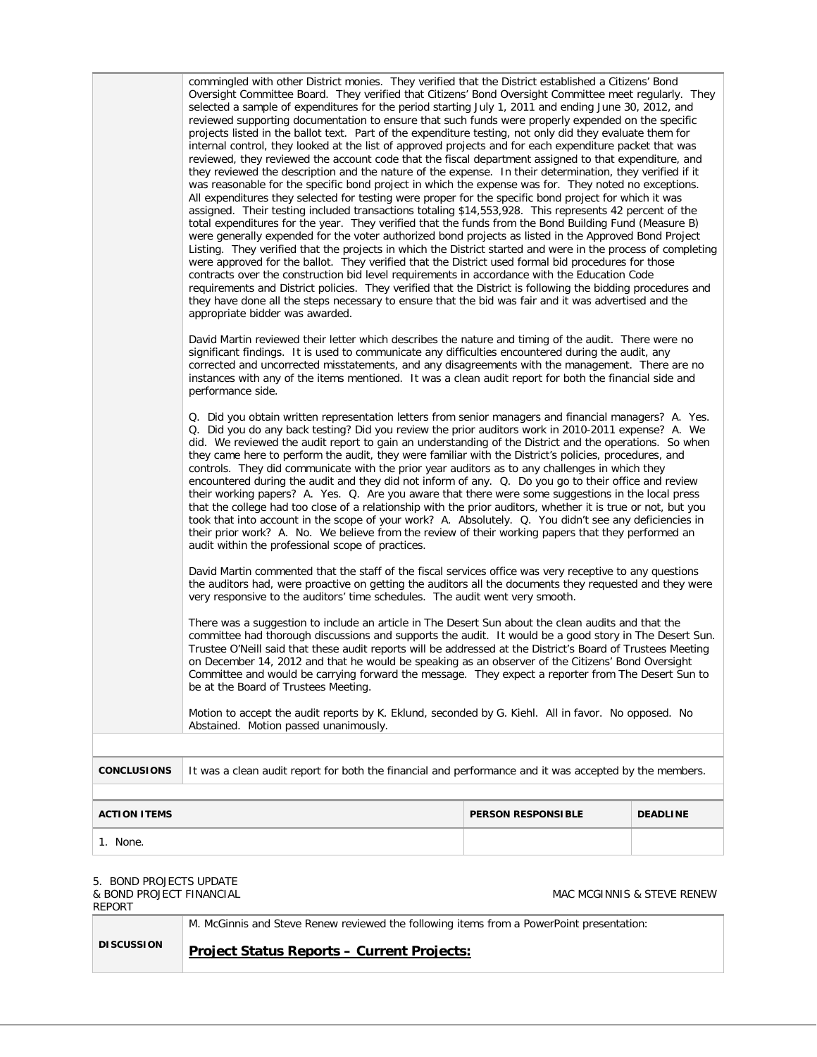| | |
|---|---|
| | commingled with other District monies. They verified that the District established a Citizens' Bond Oversight Committee Board. They verified that Citizens' Bond Oversight Committee meet regularly. They selected a sample of expenditures for the period starting July 1, 2011 and ending June 30, 2012, and reviewed supporting documentation to ensure that such funds were properly expended on the specific projects listed in the ballot text. Part of the expenditure testing, not only did they evaluate them for internal control, they looked at the list of approved projects and for each expenditure packet that was reviewed, they reviewed the account code that the fiscal department assigned to that expenditure, and they reviewed the description and the nature of the expense. In their determination, they verified if it was reasonable for the specific bond project in which the expense was for. They noted no exceptions. All expenditures they selected for testing were proper for the specific bond project for which it was assigned. Their testing included transactions totaling $14,553,928. This represents 42 percent of the total expenditures for the year. They verified that the funds from the Bond Building Fund (Measure B) were generally expended for the voter authorized bond projects as listed in the Approved Bond Project Listing. They verified that the projects in which the District started and were in the process of completing were approved for the ballot. They verified that the District used formal bid procedures for those contracts over the construction bid level requirements in accordance with the Education Code requirements and District policies. They verified that the District is following the bidding procedures and they have done all the steps necessary to ensure that the bid was fair and it was advertised and the appropriate bidder was awarded.<br><br>David Martin reviewed their letter which describes the nature and timing of the audit. There were no significant findings. It is used to communicate any difficulties encountered during the audit, any corrected and uncorrected misstatements, and any disagreements with the management. There are no instances with any of the items mentioned. It was a clean audit report for both the financial side and performance side.<br><br>Q. Did you obtain written representation letters from senior managers and financial managers? A. Yes. Q. Did you do any back testing? Did you review the prior auditors work in 2010-2011 expense? A. We did. We reviewed the audit report to gain an understanding of the District and the operations. So when they came here to perform the audit, they were familiar with the District's policies, procedures, and controls. They did communicate with the prior year auditors as to any challenges in which they encountered during the audit and they did not inform of any. Q. Do you go to their office and review their working papers? A. Yes. Q. Are you aware that there were some suggestions in the local press that the college had too close of a relationship with the prior auditors, whether it is true or not, but you took that into account in the scope of your work? A. Absolutely. Q. You didn't see any deficiencies in their prior work? A. No. We believe from the review of their working papers that they performed an audit within the professional scope of practices.<br><br>David Martin commented that the staff of the fiscal services office was very receptive to any questions the auditors had, were proactive on getting the auditors all the documents they requested and they were very responsive to the auditors' time schedules. The audit went very smooth.<br><br>There was a suggestion to include an article in The Desert Sun about the clean audits and that the committee had thorough discussions and supports the audit. It would be a good story in The Desert Sun. Trustee O'Neill said that these audit reports will be addressed at the District's Board of Trustees Meeting on December 14, 2012 and that he would be speaking as an observer of the Citizens' Bond Oversight Committee and would be carrying forward the message. They expect a reporter from The Desert Sun to be at the Board of Trustees Meeting.<br><br>Motion to accept the audit reports by K. Eklund, seconded by G. Kiehl. All in favor. No opposed. No Abstained. Motion passed unanimously. |
| **CONCLUSIONS** | It was a clean audit report for both the financial and performance and it was accepted by the members. |

| ACTION ITEMS | PERSON RESPONSIBLE | DEADLINE |
|---|---|---|
| 1. None. | | |

5. BOND PROJECTS UPDATE & BOND PROJECT FINANCIAL REPORT — MAC MCGINNIS & STEVE RENEW

| | |
|---|---|
| **DISCUSSION** | M. McGinnis and Steve Renew reviewed the following items from a PowerPoint presentation:<br><br>**Project Status Reports – Current Projects:** |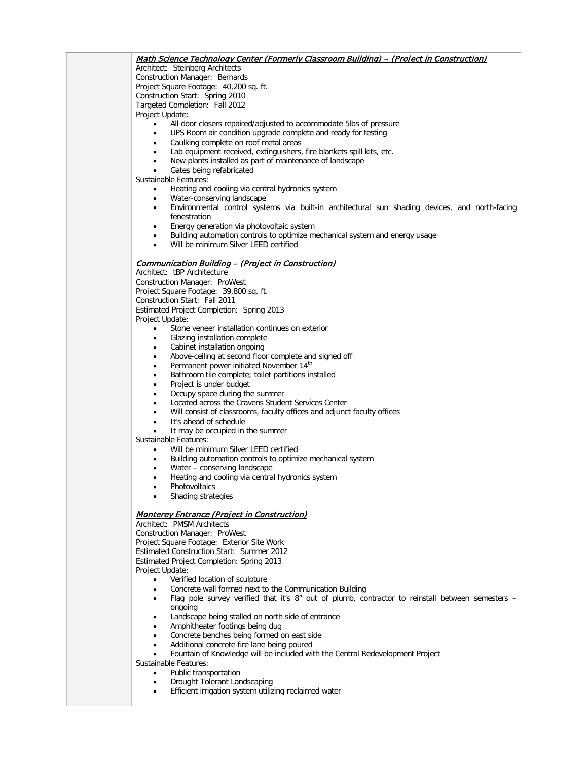***Math Science Technology Center (Formerly Classroom Building) – (Project in Construction)***

Architect: Steinberg Architects
Construction Manager: Bernards
Project Square Footage: 40,200 sq. ft.
Construction Start: Spring 2010
Targeted Completion: Fall 2012
Project Update:

- All door closers repaired/adjusted to accommodate 5lbs of pressure
- UPS Room air condition upgrade complete and ready for testing
- Caulking complete on roof metal areas
- Lab equipment received, extinguishers, fire blankets spill kits, etc.
- New plants installed as part of maintenance of landscape
- Gates being refabricated

Sustainable Features:

- Heating and cooling via central hydronics system
- Water-conserving landscape
- Environmental control systems via built-in architectural sun shading devices, and north-facing fenestration
- Energy generation via photovoltaic system
- Building automation controls to optimize mechanical system and energy usage
- Will be minimum Silver LEED certified

***Communication Building – (Project in Construction)***

Architect: tBP Architecture
Construction Manager: ProWest
Project Square Footage: 39,800 sq. ft.
Construction Start: Fall 2011
Estimated Project Completion: Spring 2013
Project Update:

- Stone veneer installation continues on exterior
- Glazing installation complete
- Cabinet installation ongoing
- Above-ceiling at second floor complete and signed off
- Permanent power initiated November 14th
- Bathroom tile complete; toilet partitions installed
- Project is under budget
- Occupy space during the summer
- Located across the Cravens Student Services Center
- Will consist of classrooms, faculty offices and adjunct faculty offices
- It's ahead of schedule
- It may be occupied in the summer

Sustainable Features:

- Will be minimum Silver LEED certified
- Building automation controls to optimize mechanical system
- Water – conserving landscape
- Heating and cooling via central hydronics system
- Photovoltaics
- Shading strategies

***Monterey Entrance (Project in Construction)***

Architect: PMSM Architects
Construction Manager: ProWest
Project Square Footage: Exterior Site Work
Estimated Construction Start: Summer 2012
Estimated Project Completion: Spring 2013
Project Update:

- Verified location of sculpture
- Concrete wall formed next to the Communication Building
- Flag pole survey verified that it's 8" out of plumb, contractor to reinstall between semesters – ongoing
- Landscape being stalled on north side of entrance
- Amphitheater footings being dug
- Concrete benches being formed on east side
- Additional concrete fire lane being poured
- Fountain of Knowledge will be included with the Central Redevelopment Project

Sustainable Features:

- Public transportation
- Drought Tolerant Landscaping
- Efficient irrigation system utilizing reclaimed water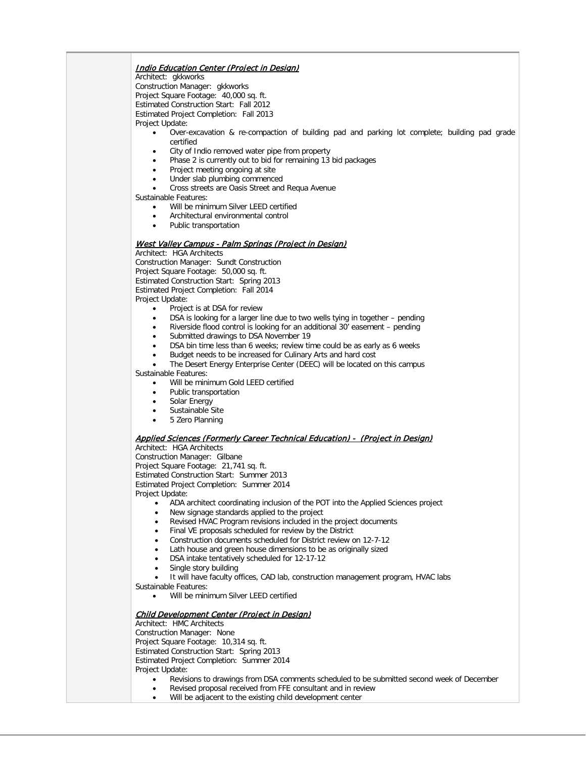*__Indio Education Center (Project in Design)__*

Architect: gkkworks
Construction Manager: gkkworks
Project Square Footage: 40,000 sq. ft.
Estimated Construction Start: Fall 2012
Estimated Project Completion: Fall 2013
Project Update:

- Over-excavation & re-compaction of building pad and parking lot complete; building pad grade certified
- City of Indio removed water pipe from property
- Phase 2 is currently out to bid for remaining 13 bid packages
- Project meeting ongoing at site
- Under slab plumbing commenced
- Cross streets are Oasis Street and Requa Avenue

Sustainable Features:

- Will be minimum Silver LEED certified
- Architectural environmental control
- Public transportation

*__West Valley Campus - Palm Springs (Project in Design)__*

Architect: HGA Architects
Construction Manager: Sundt Construction
Project Square Footage: 50,000 sq. ft.
Estimated Construction Start: Spring 2013
Estimated Project Completion: Fall 2014
Project Update:

- Project is at DSA for review
- DSA is looking for a larger line due to two wells tying in together – pending
- Riverside flood control is looking for an additional 30' easement – pending
- Submitted drawings to DSA November 19
- DSA bin time less than 6 weeks; review time could be as early as 6 weeks
- Budget needs to be increased for Culinary Arts and hard cost
- The Desert Energy Enterprise Center (DEEC) will be located on this campus

Sustainable Features:

- Will be minimum Gold LEED certified
- Public transportation
- Solar Energy
- Sustainable Site
- 5 Zero Planning

*__Applied Sciences (Formerly Career Technical Education) - (Project in Design)__*

Architect: HGA Architects
Construction Manager: Gilbane
Project Square Footage: 21,741 sq. ft.
Estimated Construction Start: Summer 2013
Estimated Project Completion: Summer 2014
Project Update:

- ADA architect coordinating inclusion of the POT into the Applied Sciences project
- New signage standards applied to the project
- Revised HVAC Program revisions included in the project documents
- Final VE proposals scheduled for review by the District
- Construction documents scheduled for District review on 12-7-12
- Lath house and green house dimensions to be as originally sized
- DSA intake tentatively scheduled for 12-17-12
- Single story building
- It will have faculty offices, CAD lab, construction management program, HVAC labs

Sustainable Features:

- Will be minimum Silver LEED certified

*__Child Development Center (Project in Design)__*

Architect: HMC Architects
Construction Manager: None
Project Square Footage: 10,314 sq. ft.
Estimated Construction Start: Spring 2013
Estimated Project Completion: Summer 2014
Project Update:

- Revisions to drawings from DSA comments scheduled to be submitted second week of December
- Revised proposal received from FFE consultant and in review
- Will be adjacent to the existing child development center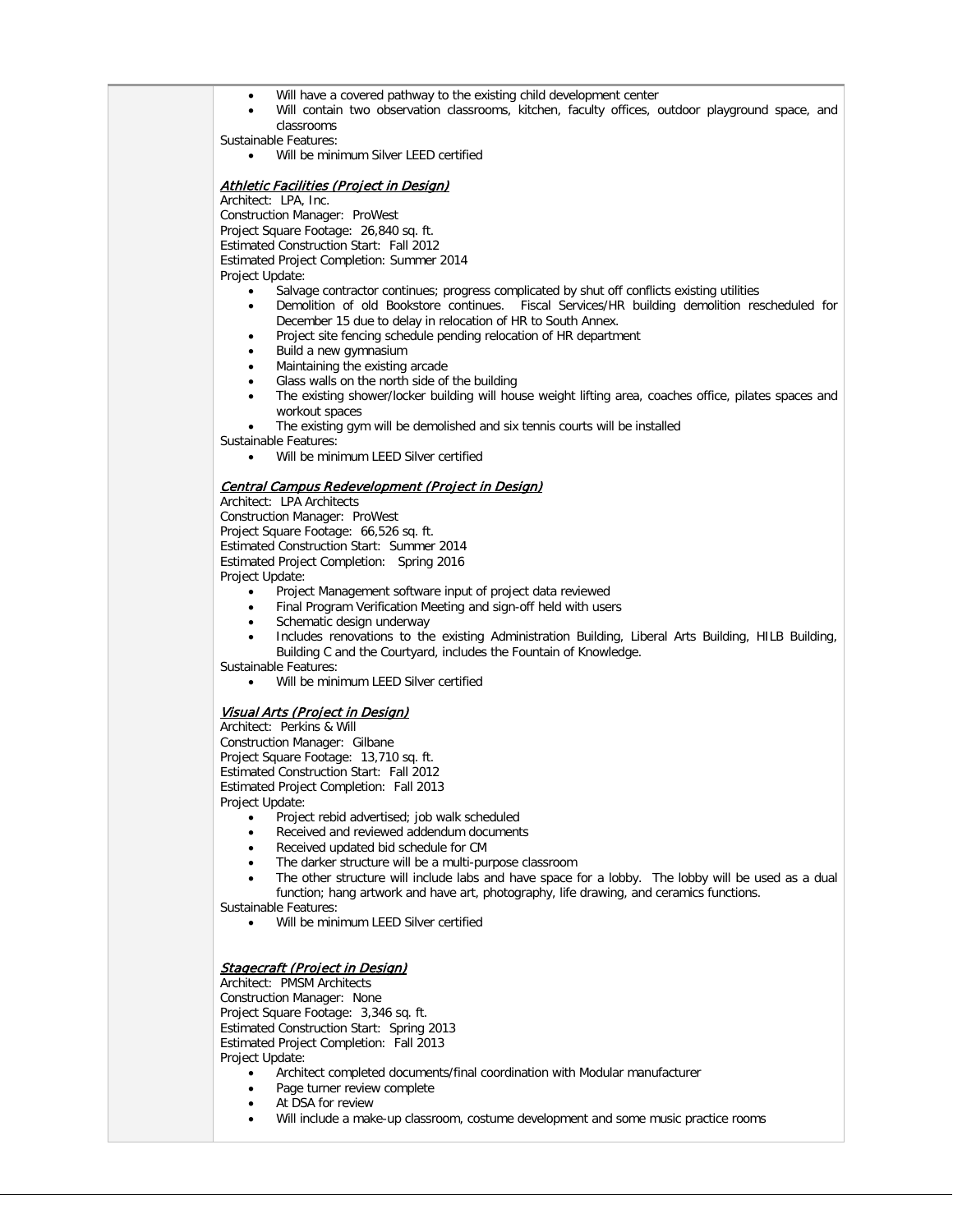- Will have a covered pathway to the existing child development center
- Will contain two observation classrooms, kitchen, faculty offices, outdoor playground space, and classrooms

Sustainable Features:

- Will be minimum Silver LEED certified

***Athletic Facilities (Project in Design)***

Architect: LPA, Inc.
Construction Manager: ProWest
Project Square Footage: 26,840 sq. ft.
Estimated Construction Start: Fall 2012
Estimated Project Completion: Summer 2014
Project Update:

- Salvage contractor continues; progress complicated by shut off conflicts existing utilities
- Demolition of old Bookstore continues. Fiscal Services/HR building demolition rescheduled for December 15 due to delay in relocation of HR to South Annex.
- Project site fencing schedule pending relocation of HR department
- Build a new gymnasium
- Maintaining the existing arcade
- Glass walls on the north side of the building
- The existing shower/locker building will house weight lifting area, coaches office, pilates spaces and workout spaces
- The existing gym will be demolished and six tennis courts will be installed

Sustainable Features:

- Will be minimum LEED Silver certified

***Central Campus Redevelopment (Project in Design)***

Architect: LPA Architects
Construction Manager: ProWest
Project Square Footage: 66,526 sq. ft.
Estimated Construction Start: Summer 2014
Estimated Project Completion: Spring 2016
Project Update:

- Project Management software input of project data reviewed
- Final Program Verification Meeting and sign-off held with users
- Schematic design underway
- Includes renovations to the existing Administration Building, Liberal Arts Building, HILB Building, Building C and the Courtyard, includes the Fountain of Knowledge.

Sustainable Features:

- Will be minimum LEED Silver certified

***Visual Arts (Project in Design)***

Architect: Perkins & Will
Construction Manager: Gilbane
Project Square Footage: 13,710 sq. ft.
Estimated Construction Start: Fall 2012
Estimated Project Completion: Fall 2013
Project Update:

- Project rebid advertised; job walk scheduled
- Received and reviewed addendum documents
- Received updated bid schedule for CM
- The darker structure will be a multi-purpose classroom
- The other structure will include labs and have space for a lobby. The lobby will be used as a dual function; hang artwork and have art, photography, life drawing, and ceramics functions.

Sustainable Features:

- Will be minimum LEED Silver certified

***Stagecraft (Project in Design)***

Architect: PMSM Architects
Construction Manager: None
Project Square Footage: 3,346 sq. ft.
Estimated Construction Start: Spring 2013
Estimated Project Completion: Fall 2013
Project Update:

- Architect completed documents/final coordination with Modular manufacturer
- Page turner review complete
- At DSA for review
- Will include a make-up classroom, costume development and some music practice rooms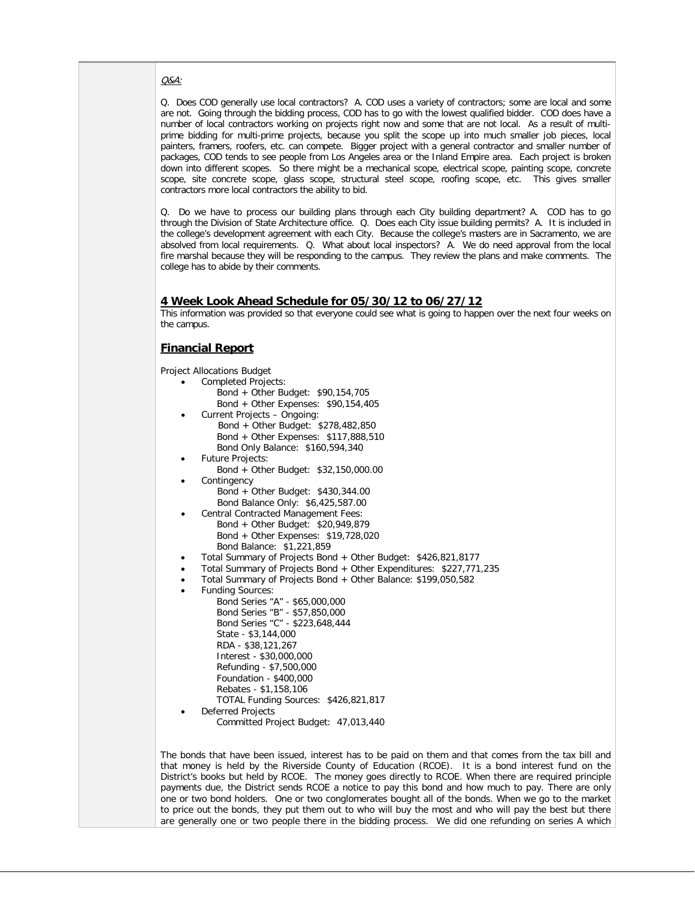*Q&A:*

Q. Does COD generally use local contractors? A. COD uses a variety of contractors; some are local and some are not. Going through the bidding process, COD has to go with the lowest qualified bidder. COD does have a number of local contractors working on projects right now and some that are not local. As a result of multi-prime bidding for multi-prime projects, because you split the scope up into much smaller job pieces, local painters, framers, roofers, etc. can compete. Bigger project with a general contractor and smaller number of packages, COD tends to see people from Los Angeles area or the Inland Empire area. Each project is broken down into different scopes. So there might be a mechanical scope, electrical scope, painting scope, concrete scope, site concrete scope, glass scope, structural steel scope, roofing scope, etc. This gives smaller contractors more local contractors the ability to bid.

Q. Do we have to process our building plans through each City building department? A. COD has to go through the Division of State Architecture office. Q. Does each City issue building permits? A. It is included in the college's development agreement with each City. Because the college's masters are in Sacramento, we are absolved from local requirements. Q. What about local inspectors? A. We do need approval from the local fire marshal because they will be responding to the campus. They review the plans and make comments. The college has to abide by their comments.

## 4 Week Look Ahead Schedule for 05/30/12 to 06/27/12

This information was provided so that everyone could see what is going to happen over the next four weeks on the campus.

## Financial Report

Project Allocations Budget

- Completed Projects:
  - Bond + Other Budget: $90,154,705
  - Bond + Other Expenses: $90,154,405
- Current Projects – Ongoing:
  - Bond + Other Budget: $278,482,850
  - Bond + Other Expenses: $117,888,510
  - Bond Only Balance: $160,594,340
- Future Projects:
  - Bond + Other Budget: $32,150,000.00
- Contingency
  - Bond + Other Budget: $430,344.00
  - Bond Balance Only: $6,425,587.00
- Central Contracted Management Fees:
  - Bond + Other Budget: $20,949,879
  - Bond + Other Expenses: $19,728,020
  - Bond Balance: $1,221,859
- Total Summary of Projects Bond + Other Budget: $426,821,8177
- Total Summary of Projects Bond + Other Expenditures: $227,771,235
- Total Summary of Projects Bond + Other Balance: $199,050,582
- Funding Sources:
  - Bond Series "A" - $65,000,000
  - Bond Series "B" - $57,850,000
  - Bond Series "C" - $223,648,444
  - State - $3,144,000
  - RDA - $38,121,267
  - Interest - $30,000,000
  - Refunding - $7,500,000
  - Foundation - $400,000
  - Rebates - $1,158,106
  - TOTAL Funding Sources: $426,821,817
- Deferred Projects
  - Committed Project Budget: 47,013,440

The bonds that have been issued, interest has to be paid on them and that comes from the tax bill and that money is held by the Riverside County of Education (RCOE). It is a bond interest fund on the District's books but held by RCOE. The money goes directly to RCOE. When there are required principle payments due, the District sends RCOE a notice to pay this bond and how much to pay. There are only one or two bond holders. One or two conglomerates bought all of the bonds. When we go to the market to price out the bonds, they put them out to who will buy the most and who will pay the best but there are generally one or two people there in the bidding process. We did one refunding on series A which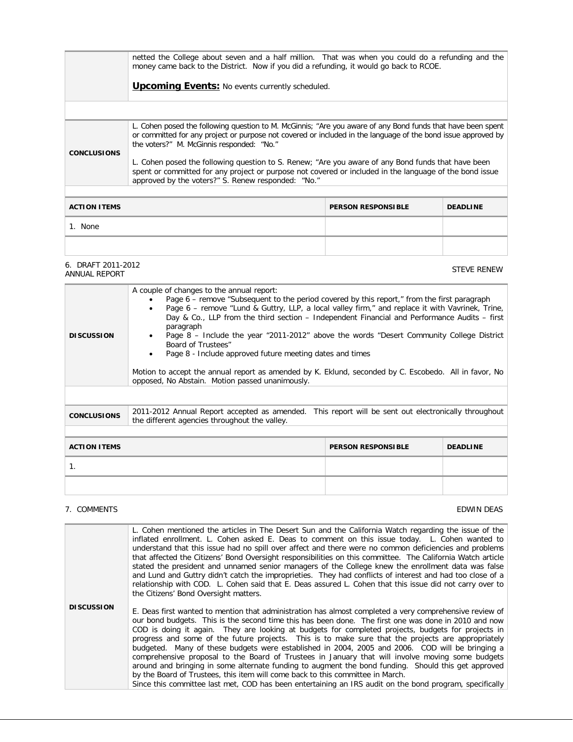| | |
|---|---|
| | netted the College about seven and a half million. That was when you could do a refunding and the money came back to the District. Now if you did a refunding, it would go back to RCOE.<br><br>**Upcoming Events:** No events currently scheduled. |
| | |
| **CONCLUSIONS** | L. Cohen posed the following question to M. McGinnis; "Are you aware of any Bond funds that have been spent or committed for any project or purpose not covered or included in the language of the bond issue approved by the voters?" M. McGinnis responded: "No."<br><br>L. Cohen posed the following question to S. Renew; "Are you aware of any Bond funds that have been spent or committed for any project or purpose not covered or included in the language of the bond issue approved by the voters?" S. Renew responded: "No." |

| ACTION ITEMS | PERSON RESPONSIBLE | DEADLINE |
|---|---|---|
| 1. None | | |
| | | |

6. DRAFT 2011-2012 ANNUAL REPORT — STEVE RENEW

| | |
|---|---|
| **DISCUSSION** | A couple of changes to the annual report:<br>• Page 6 – remove "Subsequent to the period covered by this report," from the first paragraph<br>• Page 6 – remove "Lund & Guttry, LLP, a local valley firm," and replace it with Vavrinek, Trine, Day & Co., LLP from the third section – Independent Financial and Performance Audits – first paragraph<br>• Page 8 – Include the year "2011-2012" above the words "Desert Community College District Board of Trustees"<br>• Page 8 - Include approved future meeting dates and times<br><br>Motion to accept the annual report as amended by K. Eklund, seconded by C. Escobedo. All in favor, No opposed, No Abstain. Motion passed unanimously. |
| | |
| **CONCLUSIONS** | 2011-2012 Annual Report accepted as amended. This report will be sent out electronically throughout the different agencies throughout the valley. |

| ACTION ITEMS | PERSON RESPONSIBLE | DEADLINE |
|---|---|---|
| 1. | | |
| | | |

7. COMMENTS — EDWIN DEAS

| | |
|---|---|
| **DISCUSSION** | L. Cohen mentioned the articles in The Desert Sun and the California Watch regarding the issue of the inflated enrollment. L. Cohen asked E. Deas to comment on this issue today. L. Cohen wanted to understand that this issue had no spill over affect and there were no common deficiencies and problems that affected the Citizens' Bond Oversight responsibilities on this committee. The California Watch article stated the president and unnamed senior managers of the College knew the enrollment data was false and Lund and Guttry didn't catch the improprieties. They had conflicts of interest and had too close of a relationship with COD. L. Cohen said that E. Deas assured L. Cohen that this issue did not carry over to the Citizens' Bond Oversight matters.<br><br>E. Deas first wanted to mention that administration has almost completed a very comprehensive review of our bond budgets. This is the second time this has been done. The first one was done in 2010 and now COD is doing it again. They are looking at budgets for completed projects, budgets for projects in progress and some of the future projects. This is to make sure that the projects are appropriately budgeted. Many of these budgets were established in 2004, 2005 and 2006. COD will be bringing a comprehensive proposal to the Board of Trustees in January that will involve moving some budgets around and bringing in some alternate funding to augment the bond funding. Should this get approved by the Board of Trustees, this item will come back to this committee in March.<br>Since this committee last met, COD has been entertaining an IRS audit on the bond program, specifically |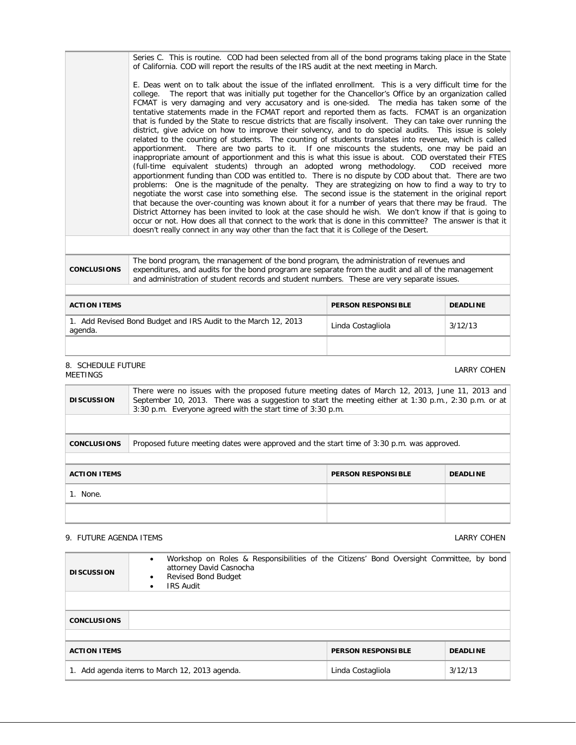| | |
|---|---|
| | Series C. This is routine. COD had been selected from all of the bond programs taking place in the State of California. COD will report the results of the IRS audit at the next meeting in March.<br><br>E. Deas went on to talk about the issue of the inflated enrollment. This is a very difficult time for the college. The report that was initially put together for the Chancellor's Office by an organization called FCMAT is very damaging and very accusatory and is one-sided. The media has taken some of the tentative statements made in the FCMAT report and reported them as facts. FCMAT is an organization that is funded by the State to rescue districts that are fiscally insolvent. They can take over running the district, give advice on how to improve their solvency, and to do special audits. This issue is solely related to the counting of students. The counting of students translates into revenue, which is called apportionment. There are two parts to it. If one miscounts the students, one may be paid an inappropriate amount of apportionment and this is what this issue is about. COD overstated their FTES (full-time equivalent students) through an adopted wrong methodology. COD received more apportionment funding than COD was entitled to. There is no dispute by COD about that. There are two problems: One is the magnitude of the penalty. They are strategizing on how to find a way to try to negotiate the worst case into something else. The second issue is the statement in the original report that because the over-counting was known about it for a number of years that there may be fraud. The District Attorney has been invited to look at the case should he wish. We don't know if that is going to occur or not. How does all that connect to the work that is done in this committee? The answer is that it doesn't really connect in any way other than the fact that it is College of the Desert. |
| **CONCLUSIONS** | The bond program, the management of the bond program, the administration of revenues and expenditures, and audits for the bond program are separate from the audit and all of the management and administration of student records and student numbers. These are very separate issues. |

| **ACTION ITEMS** | **PERSON RESPONSIBLE** | **DEADLINE** |
|---|---|---|
| 1. Add Revised Bond Budget and IRS Audit to the March 12, 2013 agenda. | Linda Costagliola | 3/12/13 |
| | | |

8. SCHEDULE FUTURE MEETINGS — LARRY COHEN

| | |
|---|---|
| **DISCUSSION** | There were no issues with the proposed future meeting dates of March 12, 2013, June 11, 2013 and September 10, 2013. There was a suggestion to start the meeting either at 1:30 p.m., 2:30 p.m. or at 3:30 p.m. Everyone agreed with the start time of 3:30 p.m. |
| **CONCLUSIONS** | Proposed future meeting dates were approved and the start time of 3:30 p.m. was approved. |

| **ACTION ITEMS** | **PERSON RESPONSIBLE** | **DEADLINE** |
|---|---|---|
| 1. None. | | |
| | | |

9. FUTURE AGENDA ITEMS — LARRY COHEN

| | |
|---|---|
| **DISCUSSION** | • Workshop on Roles & Responsibilities of the Citizens' Bond Oversight Committee, by bond attorney David Casnocha<br>• Revised Bond Budget<br>• IRS Audit |
| **CONCLUSIONS** | |

| **ACTION ITEMS** | **PERSON RESPONSIBLE** | **DEADLINE** |
|---|---|---|
| 1. Add agenda items to March 12, 2013 agenda. | Linda Costagliola | 3/12/13 |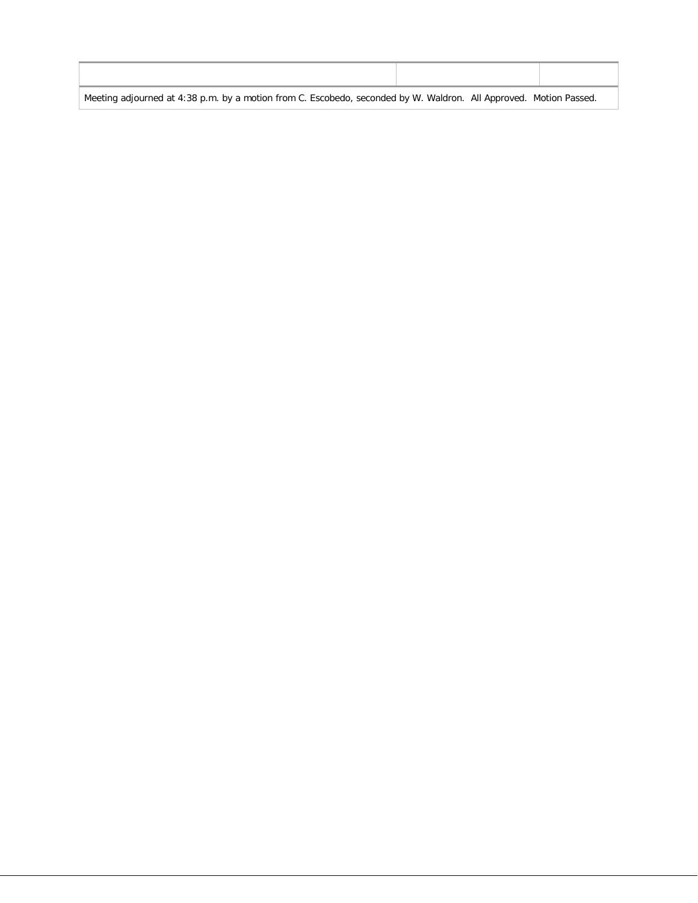| | | |
|---|---|---|
| | | |

Meeting adjourned at 4:38 p.m. by a motion from C. Escobedo, seconded by W. Waldron.  All Approved.  Motion Passed.